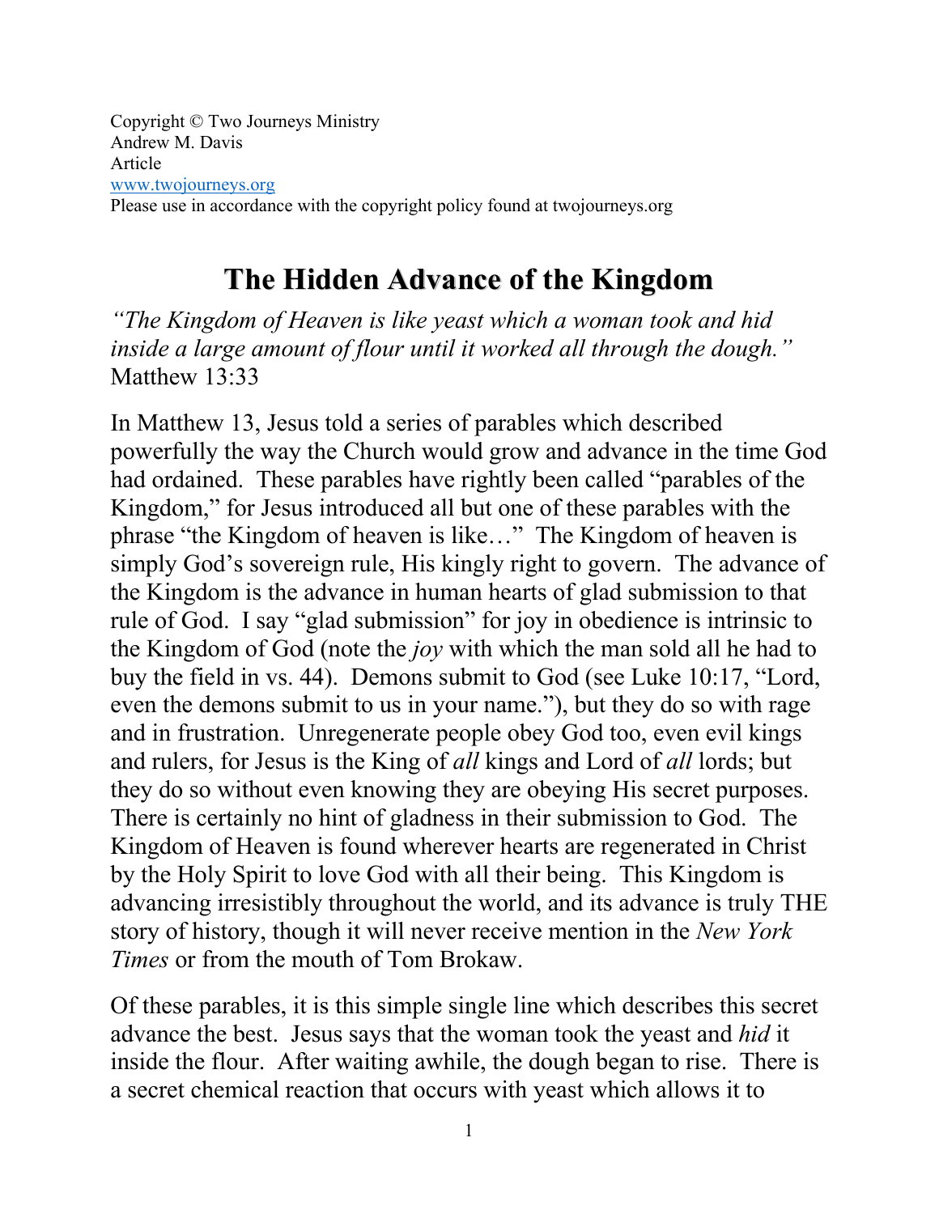Copyright © Two Journeys Ministry
Andrew M. Davis
Article
[www.twojourneys.org](http://www.twojourneys.org)
Please use in accordance with the copyright policy found at twojourneys.org

# The Hidden Advance of the Kingdom

*"The Kingdom of Heaven is like yeast which a woman took and hid inside a large amount of flour until it worked all through the dough."* Matthew 13:33

In Matthew 13, Jesus told a series of parables which described powerfully the way the Church would grow and advance in the time God had ordained. These parables have rightly been called "parables of the Kingdom," for Jesus introduced all but one of these parables with the phrase "the Kingdom of heaven is like…" The Kingdom of heaven is simply God's sovereign rule, His kingly right to govern. The advance of the Kingdom is the advance in human hearts of glad submission to that rule of God. I say "glad submission" for joy in obedience is intrinsic to the Kingdom of God (note the *joy* with which the man sold all he had to buy the field in vs. 44). Demons submit to God (see Luke 10:17, "Lord, even the demons submit to us in your name."), but they do so with rage and in frustration. Unregenerate people obey God too, even evil kings and rulers, for Jesus is the King of *all* kings and Lord of *all* lords; but they do so without even knowing they are obeying His secret purposes. There is certainly no hint of gladness in their submission to God. The Kingdom of Heaven is found wherever hearts are regenerated in Christ by the Holy Spirit to love God with all their being. This Kingdom is advancing irresistibly throughout the world, and its advance is truly THE story of history, though it will never receive mention in the *New York Times* or from the mouth of Tom Brokaw.

Of these parables, it is this simple single line which describes this secret advance the best. Jesus says that the woman took the yeast and *hid* it inside the flour. After waiting awhile, the dough began to rise. There is a secret chemical reaction that occurs with yeast which allows it to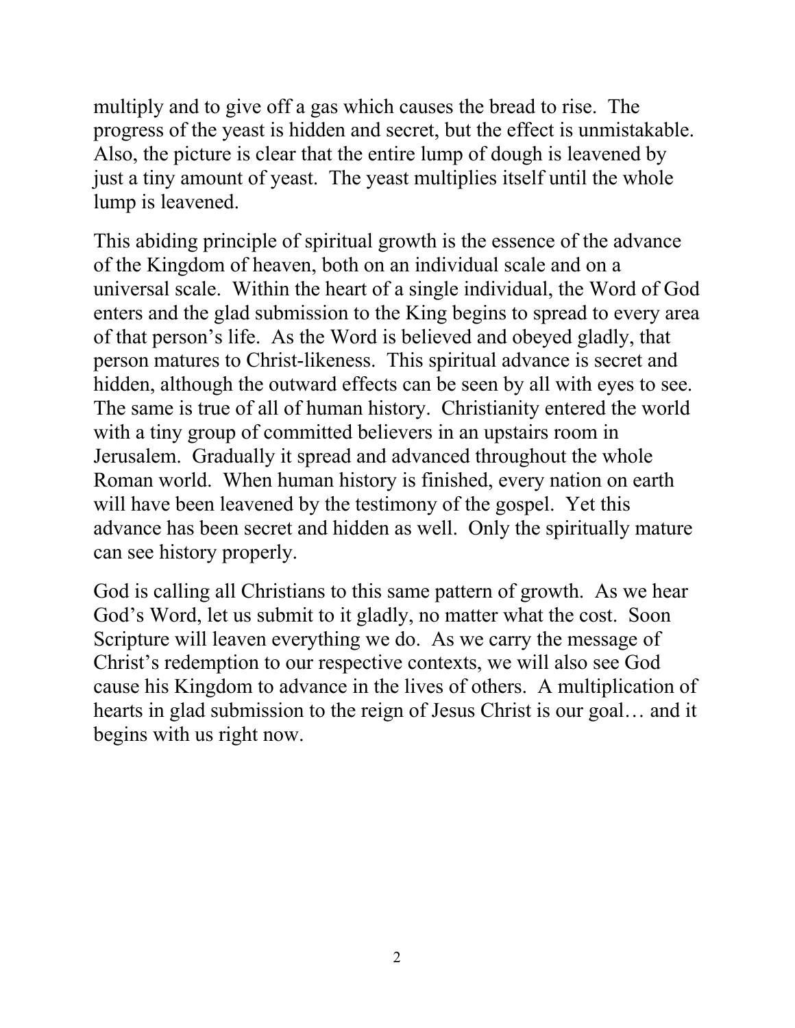multiply and to give off a gas which causes the bread to rise. The progress of the yeast is hidden and secret, but the effect is unmistakable. Also, the picture is clear that the entire lump of dough is leavened by just a tiny amount of yeast. The yeast multiplies itself until the whole lump is leavened.

This abiding principle of spiritual growth is the essence of the advance of the Kingdom of heaven, both on an individual scale and on a universal scale. Within the heart of a single individual, the Word of God enters and the glad submission to the King begins to spread to every area of that person's life. As the Word is believed and obeyed gladly, that person matures to Christ-likeness. This spiritual advance is secret and hidden, although the outward effects can be seen by all with eyes to see. The same is true of all of human history. Christianity entered the world with a tiny group of committed believers in an upstairs room in Jerusalem. Gradually it spread and advanced throughout the whole Roman world. When human history is finished, every nation on earth will have been leavened by the testimony of the gospel. Yet this advance has been secret and hidden as well. Only the spiritually mature can see history properly.

God is calling all Christians to this same pattern of growth. As we hear God's Word, let us submit to it gladly, no matter what the cost. Soon Scripture will leaven everything we do. As we carry the message of Christ's redemption to our respective contexts, we will also see God cause his Kingdom to advance in the lives of others. A multiplication of hearts in glad submission to the reign of Jesus Christ is our goal… and it begins with us right now.